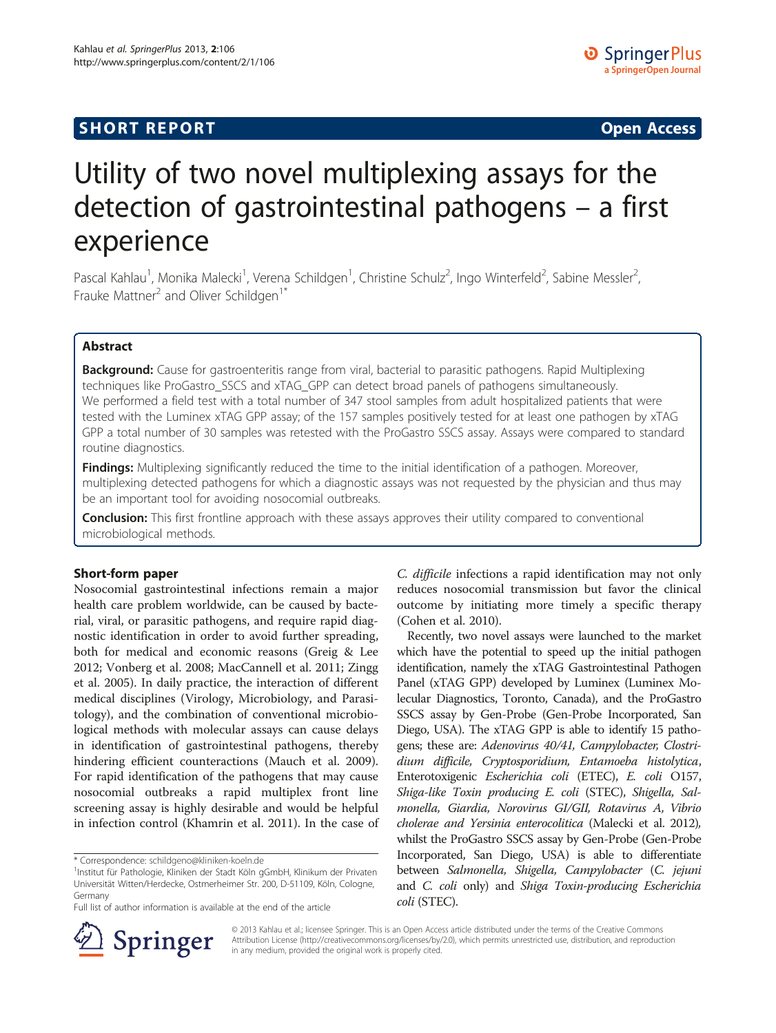**SHORT REPORT** **Open Access**

# Utility of two novel multiplexing assays for the detection of gastrointestinal pathogens – a first experience

Pascal Kahlau[1], Monika Malecki[1], Verena Schildgen[1], Christine Schulz[2], Ingo Winterfeld[2], Sabine Messler[2], Frauke Mattner[2] and Oliver Schildgen[1*]

## Abstract

**Background:** Cause for gastroenteritis range from viral, bacterial to parasitic pathogens. Rapid Multiplexing techniques like ProGastro_SSCS and xTAG_GPP can detect broad panels of pathogens simultaneously. We performed a field test with a total number of 347 stool samples from adult hospitalized patients that were tested with the Luminex xTAG GPP assay; of the 157 samples positively tested for at least one pathogen by xTAG GPP a total number of 30 samples was retested with the ProGastro SSCS assay. Assays were compared to standard routine diagnostics.

**Findings:** Multiplexing significantly reduced the time to the initial identification of a pathogen. Moreover, multiplexing detected pathogens for which a diagnostic assays was not requested by the physician and thus may be an important tool for avoiding nosocomial outbreaks.

**Conclusion:** This first frontline approach with these assays approves their utility compared to conventional microbiological methods.

## Short-form paper

Nosocomial gastrointestinal infections remain a major health care problem worldwide, can be caused by bacterial, viral, or parasitic pathogens, and require rapid diagnostic identification in order to avoid further spreading, both for medical and economic reasons (Greig & Lee 2012; Vonberg et al. 2008; MacCannell et al. 2011; Zingg et al. 2005). In daily practice, the interaction of different medical disciplines (Virology, Microbiology, and Parasitology), and the combination of conventional microbiological methods with molecular assays can cause delays in identification of gastrointestinal pathogens, thereby hindering efficient counteractions (Mauch et al. 2009). For rapid identification of the pathogens that may cause nosocomial outbreaks a rapid multiplex front line screening assay is highly desirable and would be helpful in infection control (Khamrin et al. 2011). In the case of *C. difficile* infections a rapid identification may not only reduces nosocomial transmission but favor the clinical outcome by initiating more timely a specific therapy (Cohen et al. 2010).

Recently, two novel assays were launched to the market which have the potential to speed up the initial pathogen identification, namely the xTAG Gastrointestinal Pathogen Panel (xTAG GPP) developed by Luminex (Luminex Molecular Diagnostics, Toronto, Canada), and the ProGastro SSCS assay by Gen-Probe (Gen-Probe Incorporated, San Diego, USA). The xTAG GPP is able to identify 15 pathogens; these are: *Adenovirus 40/41, Campylobacter, Clostridium difficile, Cryptosporidium, Entamoeba histolytica*, Enterotoxigenic *Escherichia coli* (ETEC), *E. coli* O157, *Shiga-like Toxin producing E. coli* (STEC), *Shigella, Salmonella, Giardia, Norovirus GI/GII, Rotavirus A, Vibrio cholerae and Yersinia enterocolitica* (Malecki et al. 2012), whilst the ProGastro SSCS assay by Gen-Probe (Gen-Probe Incorporated, San Diego, USA) is able to differentiate between *Salmonella, Shigella, Campylobacter* (*C. jejuni* and *C. coli* only) and *Shiga Toxin-producing Escherichia coli* (STEC).

* Correspondence: schildgeno@kliniken-koeln.de
[1]Institut für Pathologie, Kliniken der Stadt Köln gGmbH, Klinikum der Privaten Universität Witten/Herdecke, Ostmerheimer Str. 200, D-51109, Köln, Cologne, Germany
Full list of author information is available at the end of the article

© 2013 Kahlau et al.; licensee Springer. This is an Open Access article distributed under the terms of the Creative Commons Attribution License (http://creativecommons.org/licenses/by/2.0), which permits unrestricted use, distribution, and reproduction in any medium, provided the original work is properly cited.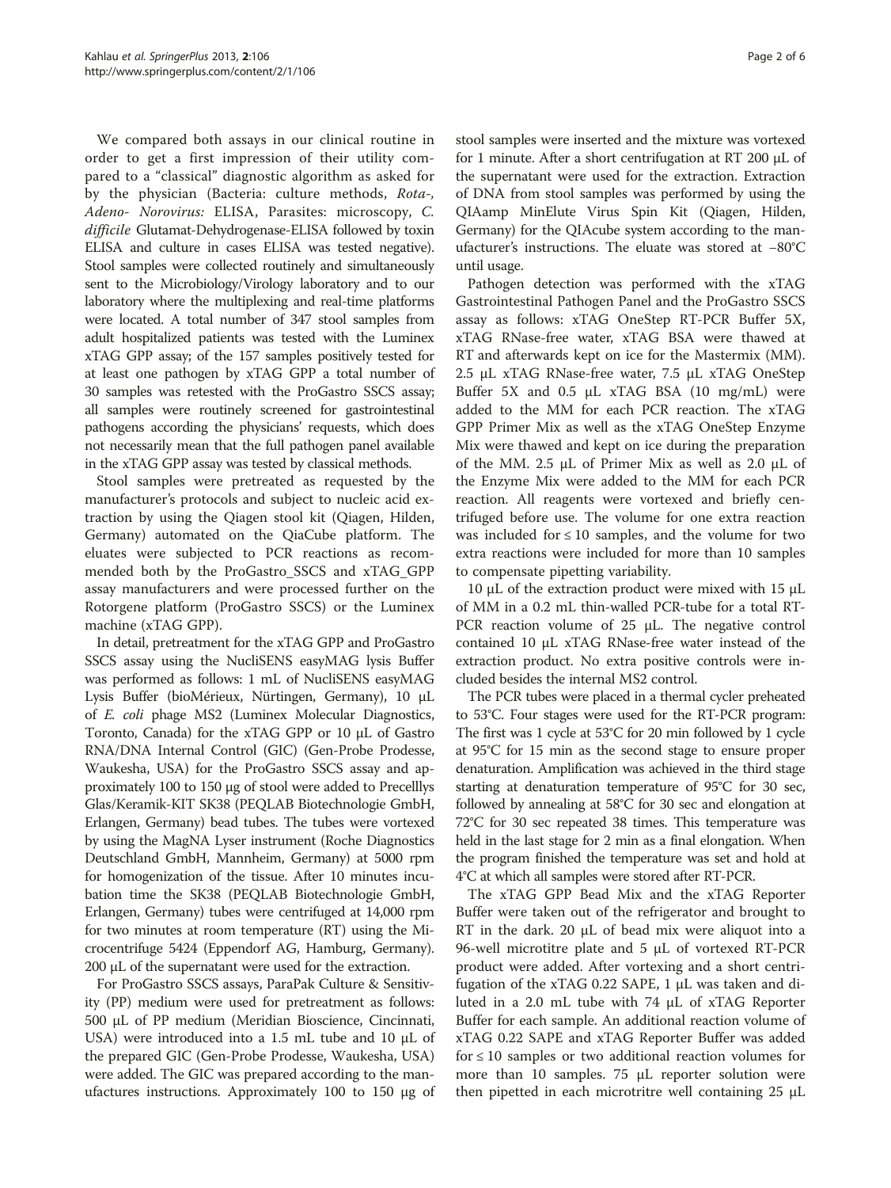We compared both assays in our clinical routine in order to get a first impression of their utility compared to a "classical" diagnostic algorithm as asked for by the physician (Bacteria: culture methods, *Rota-*, *Adeno- Norovirus:* ELISA, Parasites: microscopy, *C. difficile* Glutamat-Dehydrogenase-ELISA followed by toxin ELISA and culture in cases ELISA was tested negative). Stool samples were collected routinely and simultaneously sent to the Microbiology/Virology laboratory and to our laboratory where the multiplexing and real-time platforms were located. A total number of 347 stool samples from adult hospitalized patients was tested with the Luminex xTAG GPP assay; of the 157 samples positively tested for at least one pathogen by xTAG GPP a total number of 30 samples was retested with the ProGastro SSCS assay; all samples were routinely screened for gastrointestinal pathogens according the physicians' requests, which does not necessarily mean that the full pathogen panel available in the xTAG GPP assay was tested by classical methods.

Stool samples were pretreated as requested by the manufacturer's protocols and subject to nucleic acid extraction by using the Qiagen stool kit (Qiagen, Hilden, Germany) automated on the QiaCube platform. The eluates were subjected to PCR reactions as recommended both by the ProGastro_SSCS and xTAG_GPP assay manufacturers and were processed further on the Rotorgene platform (ProGastro SSCS) or the Luminex machine (xTAG GPP).

In detail, pretreatment for the xTAG GPP and ProGastro SSCS assay using the NucliSENS easyMAG lysis Buffer was performed as follows: 1 mL of NucliSENS easyMAG Lysis Buffer (bioMérieux, Nürtingen, Germany), 10 μL of *E. coli* phage MS2 (Luminex Molecular Diagnostics, Toronto, Canada) for the xTAG GPP or 10 μL of Gastro RNA/DNA Internal Control (GIC) (Gen-Probe Prodesse, Waukesha, USA) for the ProGastro SSCS assay and approximately 100 to 150 μg of stool were added to Precelllys Glas/Keramik-KIT SK38 (PEQLAB Biotechnologie GmbH, Erlangen, Germany) bead tubes. The tubes were vortexed by using the MagNA Lyser instrument (Roche Diagnostics Deutschland GmbH, Mannheim, Germany) at 5000 rpm for homogenization of the tissue. After 10 minutes incubation time the SK38 (PEQLAB Biotechnologie GmbH, Erlangen, Germany) tubes were centrifuged at 14,000 rpm for two minutes at room temperature (RT) using the Microcentrifuge 5424 (Eppendorf AG, Hamburg, Germany). 200 μL of the supernatant were used for the extraction.

For ProGastro SSCS assays, ParaPak Culture & Sensitivity (PP) medium were used for pretreatment as follows: 500 μL of PP medium (Meridian Bioscience, Cincinnati, USA) were introduced into a 1.5 mL tube and 10 μL of the prepared GIC (Gen-Probe Prodesse, Waukesha, USA) were added. The GIC was prepared according to the manufactures instructions. Approximately 100 to 150 μg of stool samples were inserted and the mixture was vortexed for 1 minute. After a short centrifugation at RT 200 μL of the supernatant were used for the extraction. Extraction of DNA from stool samples was performed by using the QIAamp MinElute Virus Spin Kit (Qiagen, Hilden, Germany) for the QIAcube system according to the manufacturer's instructions. The eluate was stored at −80°C until usage.

Pathogen detection was performed with the xTAG Gastrointestinal Pathogen Panel and the ProGastro SSCS assay as follows: xTAG OneStep RT-PCR Buffer 5X, xTAG RNase-free water, xTAG BSA were thawed at RT and afterwards kept on ice for the Mastermix (MM). 2.5 μL xTAG RNase-free water, 7.5 μL xTAG OneStep Buffer 5X and 0.5 μL xTAG BSA (10 mg/mL) were added to the MM for each PCR reaction. The xTAG GPP Primer Mix as well as the xTAG OneStep Enzyme Mix were thawed and kept on ice during the preparation of the MM. 2.5 μL of Primer Mix as well as 2.0 μL of the Enzyme Mix were added to the MM for each PCR reaction. All reagents were vortexed and briefly centrifuged before use. The volume for one extra reaction was included for ≤ 10 samples, and the volume for two extra reactions were included for more than 10 samples to compensate pipetting variability.

10 μL of the extraction product were mixed with 15 μL of MM in a 0.2 mL thin-walled PCR-tube for a total RT-PCR reaction volume of 25 μL. The negative control contained 10 μL xTAG RNase-free water instead of the extraction product. No extra positive controls were included besides the internal MS2 control.

The PCR tubes were placed in a thermal cycler preheated to 53°C. Four stages were used for the RT-PCR program: The first was 1 cycle at 53°C for 20 min followed by 1 cycle at 95°C for 15 min as the second stage to ensure proper denaturation. Amplification was achieved in the third stage starting at denaturation temperature of 95°C for 30 sec, followed by annealing at 58°C for 30 sec and elongation at 72°C for 30 sec repeated 38 times. This temperature was held in the last stage for 2 min as a final elongation. When the program finished the temperature was set and hold at 4°C at which all samples were stored after RT-PCR.

The xTAG GPP Bead Mix and the xTAG Reporter Buffer were taken out of the refrigerator and brought to RT in the dark. 20 μL of bead mix were aliquot into a 96-well microtitre plate and 5 μL of vortexed RT-PCR product were added. After vortexing and a short centrifugation of the xTAG 0.22 SAPE, 1 μL was taken and diluted in a 2.0 mL tube with 74 μL of xTAG Reporter Buffer for each sample. An additional reaction volume of xTAG 0.22 SAPE and xTAG Reporter Buffer was added for ≤ 10 samples or two additional reaction volumes for more than 10 samples. 75 μL reporter solution were then pipetted in each microtritre well containing 25 μL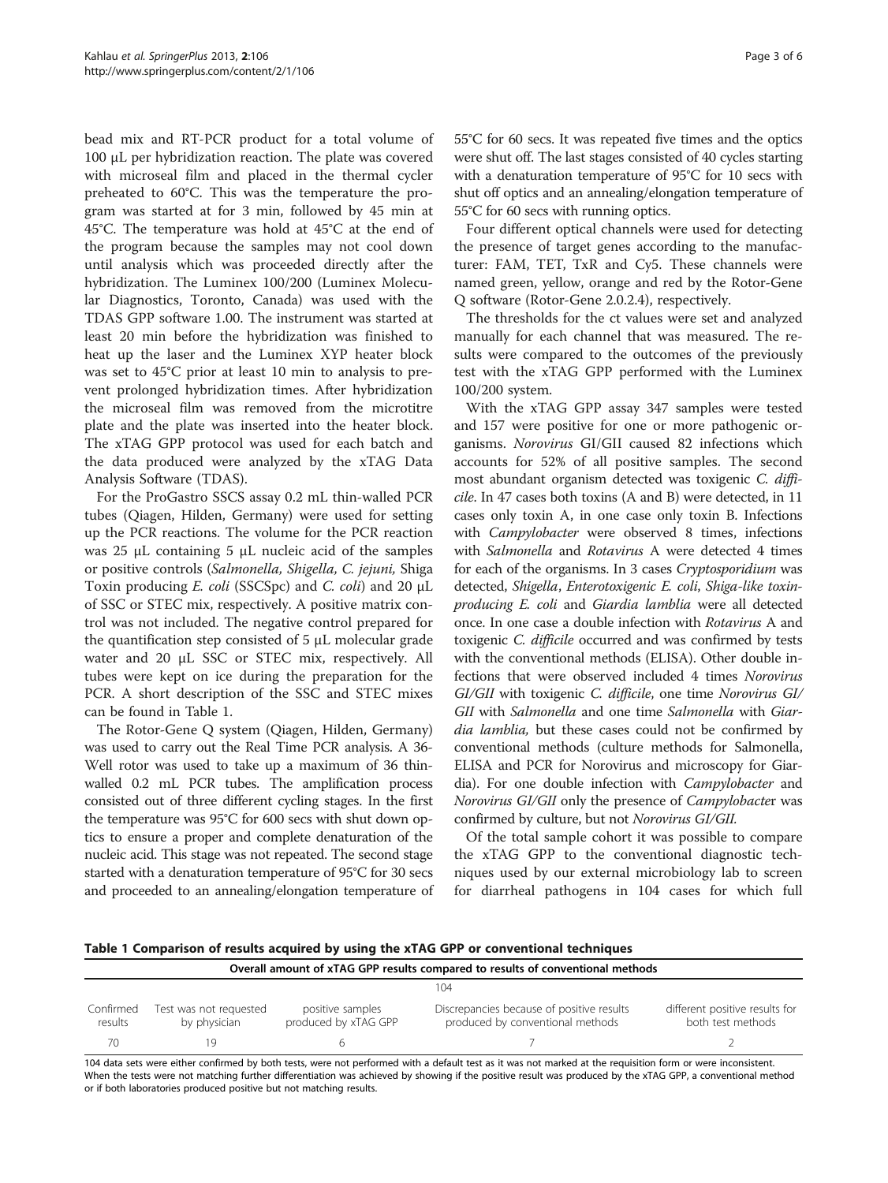bead mix and RT-PCR product for a total volume of 100 μL per hybridization reaction. The plate was covered with microseal film and placed in the thermal cycler preheated to 60°C. This was the temperature the program was started at for 3 min, followed by 45 min at 45°C. The temperature was hold at 45°C at the end of the program because the samples may not cool down until analysis which was proceeded directly after the hybridization. The Luminex 100/200 (Luminex Molecular Diagnostics, Toronto, Canada) was used with the TDAS GPP software 1.00. The instrument was started at least 20 min before the hybridization was finished to heat up the laser and the Luminex XYP heater block was set to 45°C prior at least 10 min to analysis to prevent prolonged hybridization times. After hybridization the microseal film was removed from the microtitre plate and the plate was inserted into the heater block. The xTAG GPP protocol was used for each batch and the data produced were analyzed by the xTAG Data Analysis Software (TDAS).

For the ProGastro SSCS assay 0.2 mL thin-walled PCR tubes (Qiagen, Hilden, Germany) were used for setting up the PCR reactions. The volume for the PCR reaction was 25 μL containing 5 μL nucleic acid of the samples or positive controls (*Salmonella, Shigella, C. jejuni*, Shiga Toxin producing *E. coli* (SSCSpc) and *C. coli*) and 20 μL of SSC or STEC mix, respectively. A positive matrix control was not included. The negative control prepared for the quantification step consisted of 5 μL molecular grade water and 20 μL SSC or STEC mix, respectively. All tubes were kept on ice during the preparation for the PCR. A short description of the SSC and STEC mixes can be found in Table 1.

The Rotor-Gene Q system (Qiagen, Hilden, Germany) was used to carry out the Real Time PCR analysis. A 36-Well rotor was used to take up a maximum of 36 thin-walled 0.2 mL PCR tubes. The amplification process consisted out of three different cycling stages. In the first the temperature was 95°C for 600 secs with shut down optics to ensure a proper and complete denaturation of the nucleic acid. This stage was not repeated. The second stage started with a denaturation temperature of 95°C for 30 secs and proceeded to an annealing/elongation temperature of 55°C for 60 secs. It was repeated five times and the optics were shut off. The last stages consisted of 40 cycles starting with a denaturation temperature of 95°C for 10 secs with shut off optics and an annealing/elongation temperature of 55°C for 60 secs with running optics.

Four different optical channels were used for detecting the presence of target genes according to the manufacturer: FAM, TET, TxR and Cy5. These channels were named green, yellow, orange and red by the Rotor-Gene Q software (Rotor-Gene 2.0.2.4), respectively.

The thresholds for the ct values were set and analyzed manually for each channel that was measured. The results were compared to the outcomes of the previously test with the xTAG GPP performed with the Luminex 100/200 system.

With the xTAG GPP assay 347 samples were tested and 157 were positive for one or more pathogenic organisms. *Norovirus* GI/GII caused 82 infections which accounts for 52% of all positive samples. The second most abundant organism detected was toxigenic *C. difficile*. In 47 cases both toxins (A and B) were detected, in 11 cases only toxin A, in one case only toxin B. Infections with *Campylobacter* were observed 8 times, infections with *Salmonella* and *Rotavirus* A were detected 4 times for each of the organisms. In 3 cases *Cryptosporidium* was detected, *Shigella*, *Enterotoxigenic E. coli*, *Shiga-like toxin-producing E. coli* and *Giardia lamblia* were all detected once. In one case a double infection with *Rotavirus* A and toxigenic *C. difficile* occurred and was confirmed by tests with the conventional methods (ELISA). Other double infections that were observed included 4 times *Norovirus GI/GII* with toxigenic *C. difficile*, one time *Norovirus GI/GII* with *Salmonella* and one time *Salmonella* with *Giardia lamblia,* but these cases could not be confirmed by conventional methods (culture methods for Salmonella, ELISA and PCR for Norovirus and microscopy for Giardia). For one double infection with *Campylobacter* and *Norovirus GI/GII* only the presence of *Campylobacter* was confirmed by culture, but not *Norovirus GI/GII.*

Of the total sample cohort it was possible to compare the xTAG GPP to the conventional diagnostic techniques used by our external microbiology lab to screen for diarrheal pathogens in 104 cases for which full

**Table 1 Comparison of results acquired by using the xTAG GPP or conventional techniques**

| Overall amount of xTAG GPP results compared to results of conventional methods | | | | |
|---|---|---|---|---|
| 104 | | | | |
| Confirmed results | Test was not requested by physician | positive samples produced by xTAG GPP | Discrepancies because of positive results produced by conventional methods | different positive results for both test methods |
| 70 | 19 | 6 | 7 | 2 |

104 data sets were either confirmed by both tests, were not performed with a default test as it was not marked at the requisition form or were inconsistent. When the tests were not matching further differentiation was achieved by showing if the positive result was produced by the xTAG GPP, a conventional method or if both laboratories produced positive but not matching results.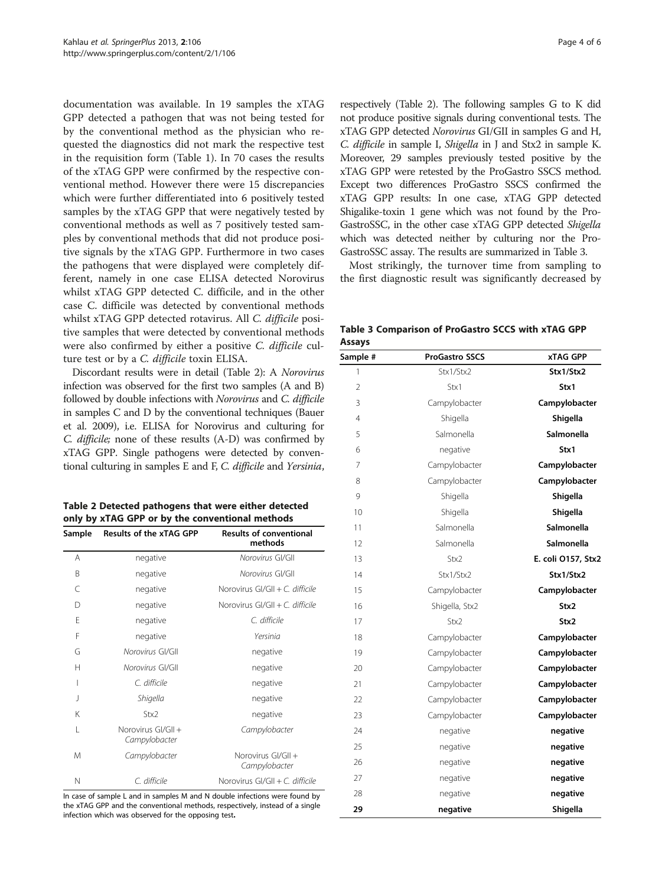documentation was available. In 19 samples the xTAG GPP detected a pathogen that was not being tested for by the conventional method as the physician who requested the diagnostics did not mark the respective test in the requisition form (Table 1). In 70 cases the results of the xTAG GPP were confirmed by the respective conventional method. However there were 15 discrepancies which were further differentiated into 6 positively tested samples by the xTAG GPP that were negatively tested by conventional methods as well as 7 positively tested samples by conventional methods that did not produce positive signals by the xTAG GPP. Furthermore in two cases the pathogens that were displayed were completely different, namely in one case ELISA detected Norovirus whilst xTAG GPP detected C. difficile, and in the other case C. difficile was detected by conventional methods whilst xTAG GPP detected rotavirus. All *C. difficile* positive samples that were detected by conventional methods were also confirmed by either a positive *C. difficile* culture test or by a *C. difficile* toxin ELISA.

Discordant results were in detail (Table 2): A *Norovirus* infection was observed for the first two samples (A and B) followed by double infections with *Norovirus* and *C. difficile* in samples C and D by the conventional techniques (Bauer et al. 2009), i.e. ELISA for Norovirus and culturing for *C. difficile;* none of these results (A-D) was confirmed by xTAG GPP. Single pathogens were detected by conventional culturing in samples E and F, *C. difficile* and *Yersinia*, respectively (Table 2). The following samples G to K did not produce positive signals during conventional tests. The xTAG GPP detected *Norovirus* GI/GII in samples G and H, *C. difficile* in sample I, *Shigella* in J and Stx2 in sample K. Moreover, 29 samples previously tested positive by the xTAG GPP were retested by the ProGastro SSCS method. Except two differences ProGastro SSCS confirmed the xTAG GPP results: In one case, xTAG GPP detected Shigalike-toxin 1 gene which was not found by the ProGastroSSC, in the other case xTAG GPP detected *Shigella* which was detected neither by culturing nor the ProGastroSSC assay. The results are summarized in Table 3.

Most strikingly, the turnover time from sampling to the first diagnostic result was significantly decreased by

**Table 2 Detected pathogens that were either detected only by xTAG GPP or by the conventional methods**

| Sample | Results of the xTAG GPP | Results of conventional methods |
|---|---|---|
| A | negative | *Norovirus* GI/GII |
| B | negative | *Norovirus* GI/GII |
| C | negative | Norovirus GI/GII + *C. difficile* |
| D | negative | Norovirus GI/GII + *C. difficile* |
| E | negative | *C. difficile* |
| F | negative | *Yersinia* |
| G | *Norovirus* GI/GII | negative |
| H | *Norovirus* GI/GII | negative |
| I | *C. difficile* | negative |
| J | *Shigella* | negative |
| K | Stx2 | negative |
| L | Norovirus GI/GII + *Campylobacter* | *Campylobacter* |
| M | *Campylobacter* | Norovirus GI/GII + *Campylobacter* |
| N | *C. difficile* | Norovirus GI/GII + *C. difficile* |

In case of sample L and in samples M and N double infections were found by the xTAG GPP and the conventional methods, respectively, instead of a single infection which was observed for the opposing test.

**Table 3 Comparison of ProGastro SCCS with xTAG GPP Assays**

| Sample # | ProGastro SSCS | xTAG GPP |
|---|---|---|
| 1 | Stx1/Stx2 | **Stx1/Stx2** |
| 2 | Stx1 | **Stx1** |
| 3 | Campylobacter | **Campylobacter** |
| 4 | Shigella | **Shigella** |
| 5 | Salmonella | **Salmonella** |
| 6 | negative | **Stx1** |
| 7 | Campylobacter | **Campylobacter** |
| 8 | Campylobacter | **Campylobacter** |
| 9 | Shigella | **Shigella** |
| 10 | Shigella | **Shigella** |
| 11 | Salmonella | **Salmonella** |
| 12 | Salmonella | **Salmonella** |
| 13 | Stx2 | **E. coli O157, Stx2** |
| 14 | Stx1/Stx2 | **Stx1/Stx2** |
| 15 | Campylobacter | **Campylobacter** |
| 16 | Shigella, Stx2 | **Stx2** |
| 17 | Stx2 | **Stx2** |
| 18 | Campylobacter | **Campylobacter** |
| 19 | Campylobacter | **Campylobacter** |
| 20 | Campylobacter | **Campylobacter** |
| 21 | Campylobacter | **Campylobacter** |
| 22 | Campylobacter | **Campylobacter** |
| 23 | Campylobacter | **Campylobacter** |
| 24 | negative | **negative** |
| 25 | negative | **negative** |
| 26 | negative | **negative** |
| 27 | negative | **negative** |
| 28 | negative | **negative** |
| **29** | **negative** | **Shigella** |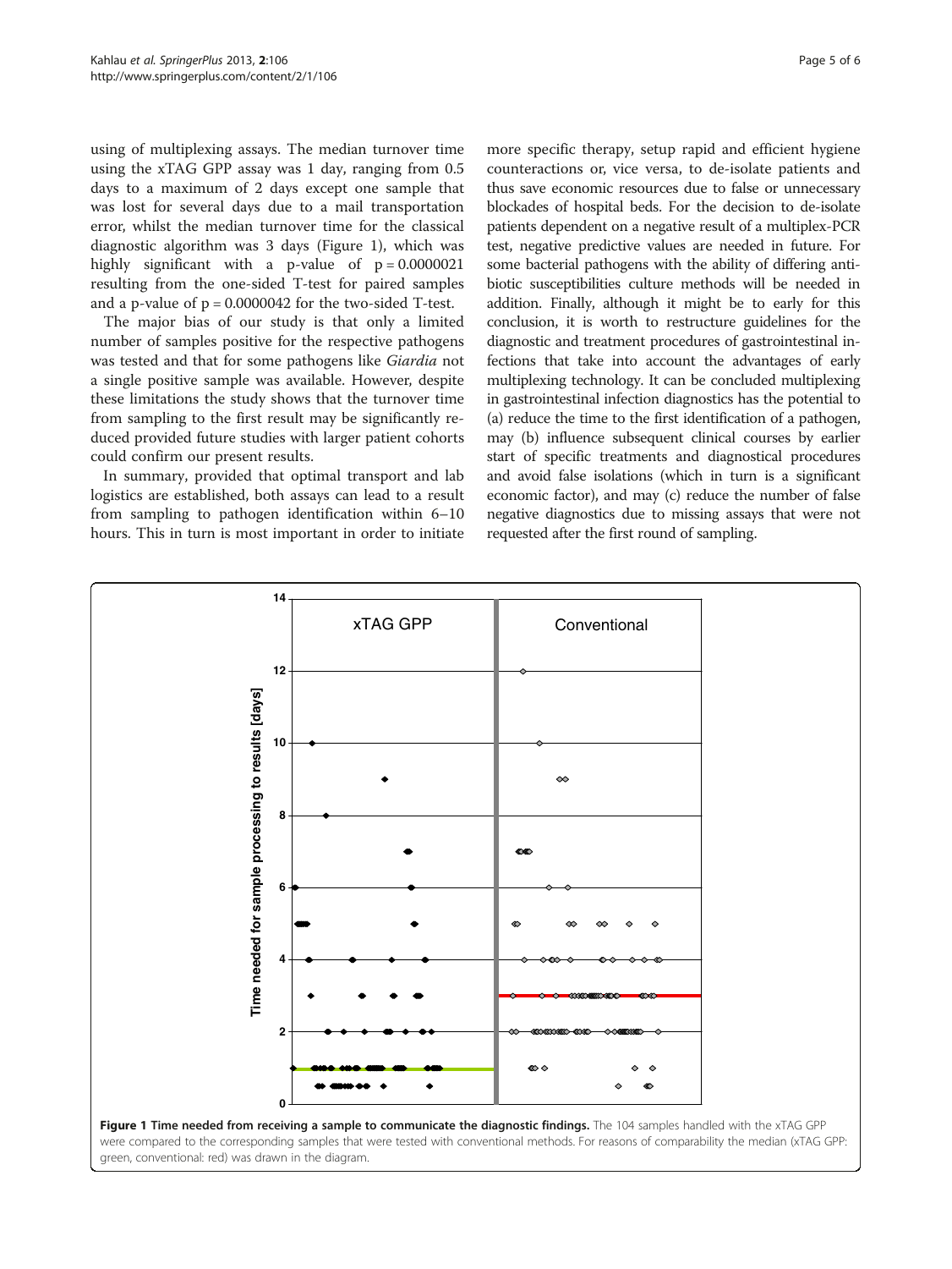using of multiplexing assays. The median turnover time using the xTAG GPP assay was 1 day, ranging from 0.5 days to a maximum of 2 days except one sample that was lost for several days due to a mail transportation error, whilst the median turnover time for the classical diagnostic algorithm was 3 days (Figure 1), which was highly significant with a p-value of $p = 0.0000021$ resulting from the one-sided T-test for paired samples and a p-value of $p = 0.0000042$ for the two-sided T-test.

The major bias of our study is that only a limited number of samples positive for the respective pathogens was tested and that for some pathogens like *Giardia* not a single positive sample was available. However, despite these limitations the study shows that the turnover time from sampling to the first result may be significantly reduced provided future studies with larger patient cohorts could confirm our present results.

In summary, provided that optimal transport and lab logistics are established, both assays can lead to a result from sampling to pathogen identification within 6–10 hours. This in turn is most important in order to initiate more specific therapy, setup rapid and efficient hygiene counteractions or, vice versa, to de-isolate patients and thus save economic resources due to false or unnecessary blockades of hospital beds. For the decision to de-isolate patients dependent on a negative result of a multiplex-PCR test, negative predictive values are needed in future. For some bacterial pathogens with the ability of differing antibiotic susceptibilities culture methods will be needed in addition. Finally, although it might be to early for this conclusion, it is worth to restructure guidelines for the diagnostic and treatment procedures of gastrointestinal infections that take into account the advantages of early multiplexing technology. It can be concluded multiplexing in gastrointestinal infection diagnostics has the potential to (a) reduce the time to the first identification of a pathogen, may (b) influence subsequent clinical courses by earlier start of specific treatments and diagnostical procedures and avoid false isolations (which in turn is a significant economic factor), and may (c) reduce the number of false negative diagnostics due to missing assays that were not requested after the first round of sampling.

**Figure 1 Time needed from receiving a sample to communicate the diagnostic findings.** The 104 samples handled with the xTAG GPP were compared to the corresponding samples that were tested with conventional methods. For reasons of comparability the median (xTAG GPP: green, conventional: red) was drawn in the diagram.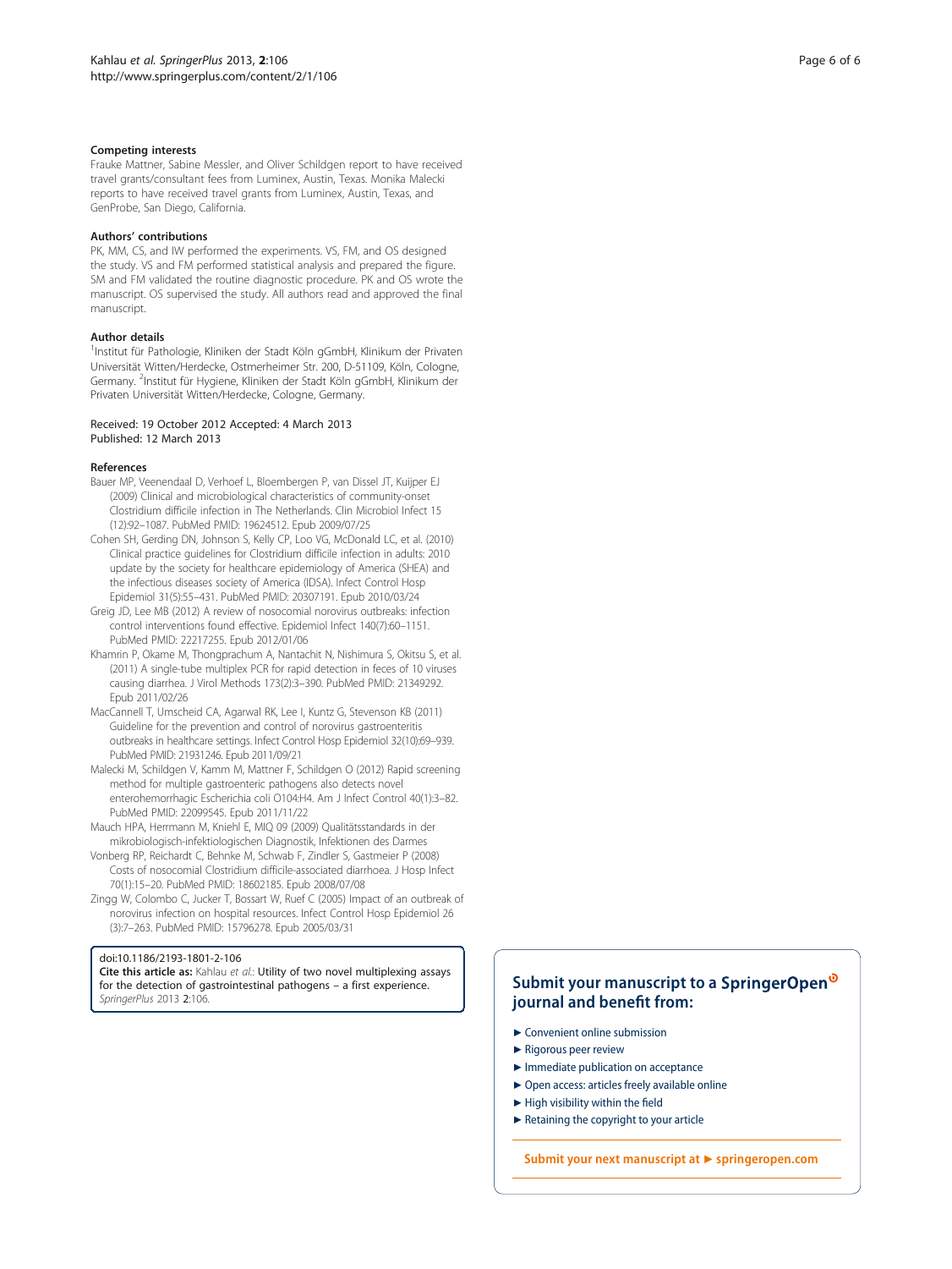### Competing interests

Frauke Mattner, Sabine Messler, and Oliver Schildgen report to have received travel grants/consultant fees from Luminex, Austin, Texas. Monika Malecki reports to have received travel grants from Luminex, Austin, Texas, and GenProbe, San Diego, California.

### Authors' contributions

PK, MM, CS, and IW performed the experiments. VS, FM, and OS designed the study. VS and FM performed statistical analysis and prepared the figure. SM and FM validated the routine diagnostic procedure. PK and OS wrote the manuscript. OS supervised the study. All authors read and approved the final manuscript.

### Author details

[1]Institut für Pathologie, Kliniken der Stadt Köln gGmbH, Klinikum der Privaten Universität Witten/Herdecke, Ostmerheimer Str. 200, D-51109, Köln, Cologne, Germany. [2]Institut für Hygiene, Kliniken der Stadt Köln gGmbH, Klinikum der Privaten Universität Witten/Herdecke, Cologne, Germany.

Received: 19 October 2012 Accepted: 4 March 2013
Published: 12 March 2013

### References

Bauer MP, Veenendaal D, Verhoef L, Bloembergen P, van Dissel JT, Kuijper EJ (2009) Clinical and microbiological characteristics of community-onset Clostridium difficile infection in The Netherlands. Clin Microbiol Infect 15 (12):92–1087. PubMed PMID: 19624512. Epub 2009/07/25

Cohen SH, Gerding DN, Johnson S, Kelly CP, Loo VG, McDonald LC, et al. (2010) Clinical practice guidelines for Clostridium difficile infection in adults: 2010 update by the society for healthcare epidemiology of America (SHEA) and the infectious diseases society of America (IDSA). Infect Control Hosp Epidemiol 31(5):55–431. PubMed PMID: 20307191. Epub 2010/03/24

Greig JD, Lee MB (2012) A review of nosocomial norovirus outbreaks: infection control interventions found effective. Epidemiol Infect 140(7):60–1151. PubMed PMID: 22217255. Epub 2012/01/06

Khamrin P, Okame M, Thongprachum A, Nantachit N, Nishimura S, Okitsu S, et al. (2011) A single-tube multiplex PCR for rapid detection in feces of 10 viruses causing diarrhea. J Virol Methods 173(2):3–390. PubMed PMID: 21349292. Epub 2011/02/26

MacCannell T, Umscheid CA, Agarwal RK, Lee I, Kuntz G, Stevenson KB (2011) Guideline for the prevention and control of norovirus gastroenteritis outbreaks in healthcare settings. Infect Control Hosp Epidemiol 32(10):69–939. PubMed PMID: 21931246. Epub 2011/09/21

Malecki M, Schildgen V, Kamm M, Mattner F, Schildgen O (2012) Rapid screening method for multiple gastroenteric pathogens also detects novel enterohemorrhagic Escherichia coli O104:H4. Am J Infect Control 40(1):3–82. PubMed PMID: 22099545. Epub 2011/11/22

Mauch HPA, Herrmann M, Kniehl E, MIQ 09 (2009) Qualitätsstandards in der mikrobiologisch-infektiologischen Diagnostik, Infektionen des Darmes

Vonberg RP, Reichardt C, Behnke M, Schwab F, Zindler S, Gastmeier P (2008) Costs of nosocomial Clostridium difficile-associated diarrhoea. J Hosp Infect 70(1):15–20. PubMed PMID: 18602185. Epub 2008/07/08

Zingg W, Colombo C, Jucker T, Bossart W, Ruef C (2005) Impact of an outbreak of norovirus infection on hospital resources. Infect Control Hosp Epidemiol 26 (3):7–263. PubMed PMID: 15796278. Epub 2005/03/31

doi:10.1186/2193-1801-2-106

**Cite this article as:** Kahlau *et al.*: Utility of two novel multiplexing assays for the detection of gastrointestinal pathogens – a first experience. *SpringerPlus* 2013 **2**:106.

**Submit your manuscript to a SpringerOpen journal and benefit from:**

- ► Convenient online submission
- ► Rigorous peer review
- ► Immediate publication on acceptance
- ► Open access: articles freely available online
- ► High visibility within the field
- ► Retaining the copyright to your article

**Submit your next manuscript at ► springeropen.com**